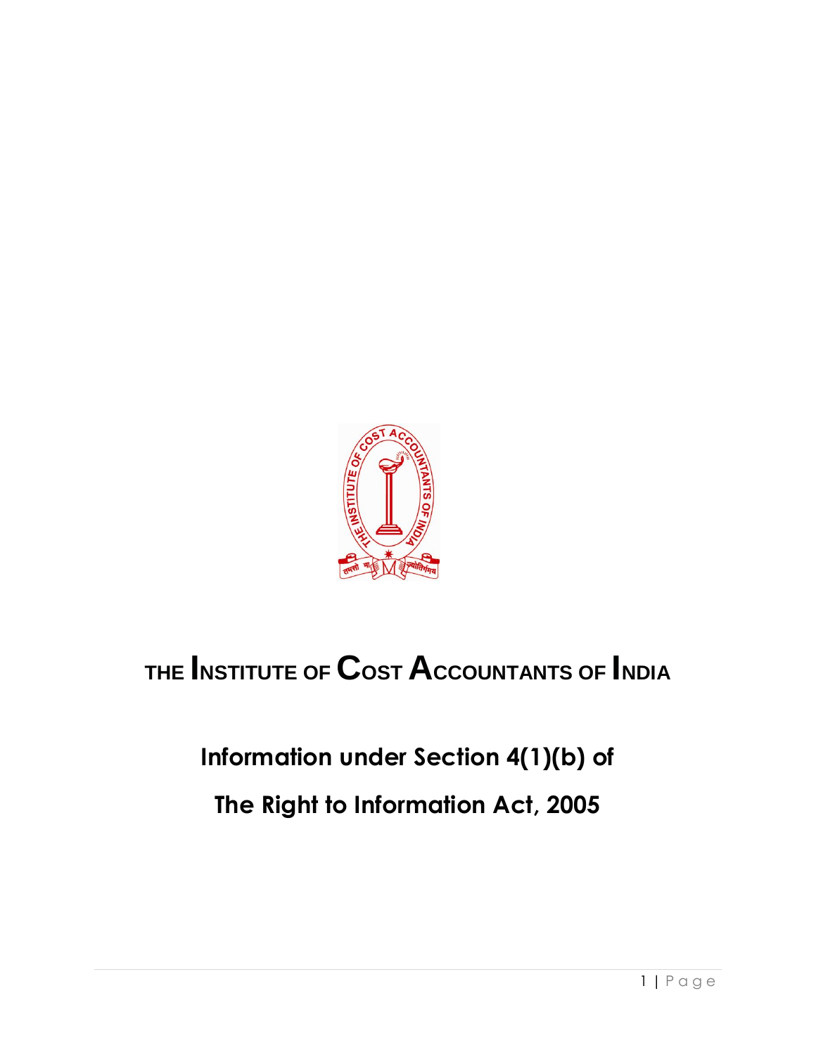# THE INSTITUTE OF COST ACCOUNTANTS OF INDIA

## Information under Section 4(1)(b) of

## The Right to Information Act, 2005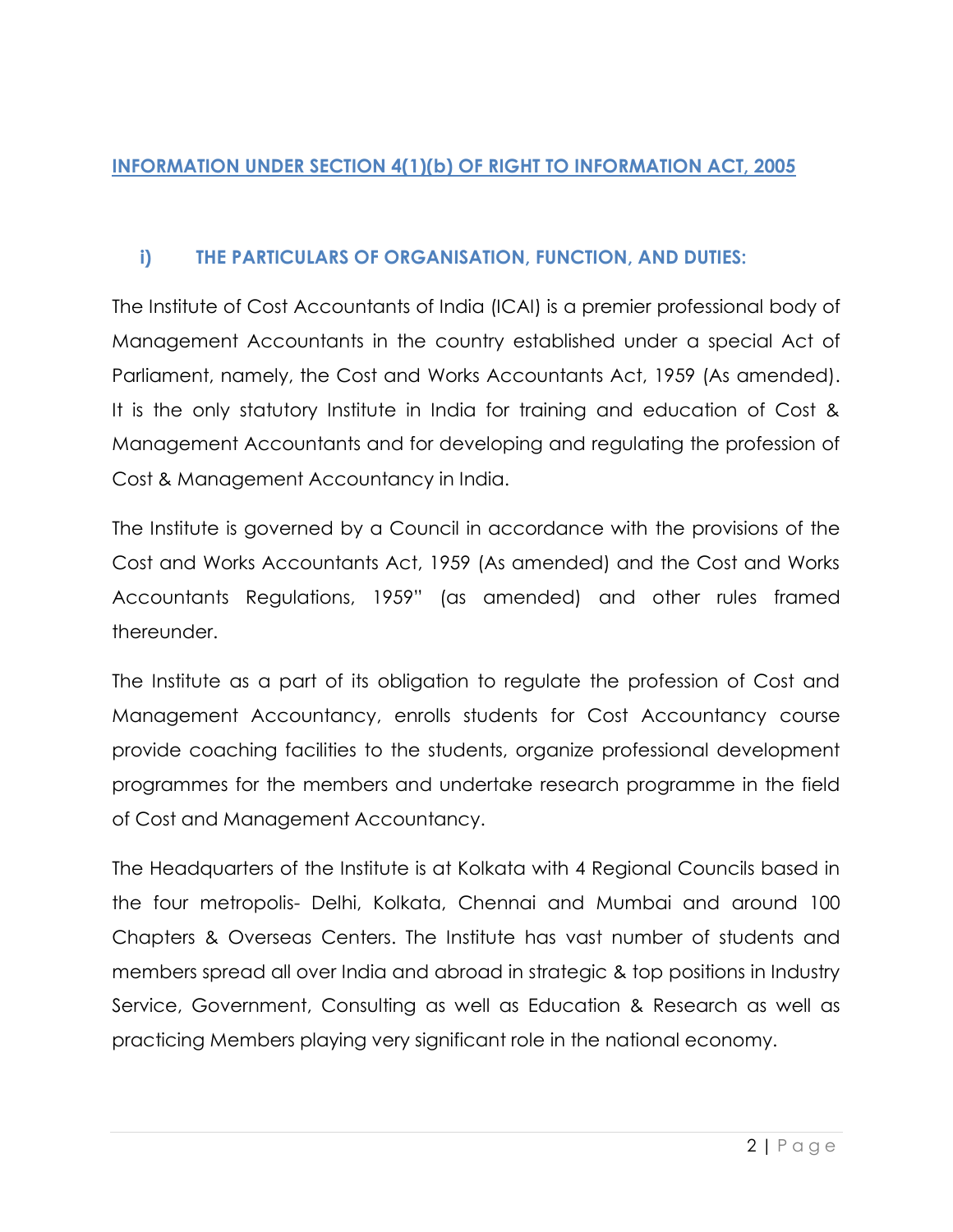## INFORMATION UNDER SECTION 4(1)(b) OF RIGHT TO INFORMATION ACT, 2005

### i) THE PARTICULARS OF ORGANISATION, FUNCTION, AND DUTIES:

The Institute of Cost Accountants of India (ICAI) is a premier professional body of Management Accountants in the country established under a special Act of Parliament, namely, the Cost and Works Accountants Act, 1959 (As amended). It is the only statutory Institute in India for training and education of Cost & Management Accountants and for developing and regulating the profession of Cost & Management Accountancy in India.

The Institute is governed by a Council in accordance with the provisions of the Cost and Works Accountants Act, 1959 (As amended) and the Cost and Works Accountants Regulations, 1959" (as amended) and other rules framed thereunder.

The Institute as a part of its obligation to regulate the profession of Cost and Management Accountancy, enrolls students for Cost Accountancy course provide coaching facilities to the students, organize professional development programmes for the members and undertake research programme in the field of Cost and Management Accountancy.

The Headquarters of the Institute is at Kolkata with 4 Regional Councils based in the four metropolis- Delhi, Kolkata, Chennai and Mumbai and around 100 Chapters & Overseas Centers. The Institute has vast number of students and members spread all over India and abroad in strategic & top positions in Industry Service, Government, Consulting as well as Education & Research as well as practicing Members playing very significant role in the national economy.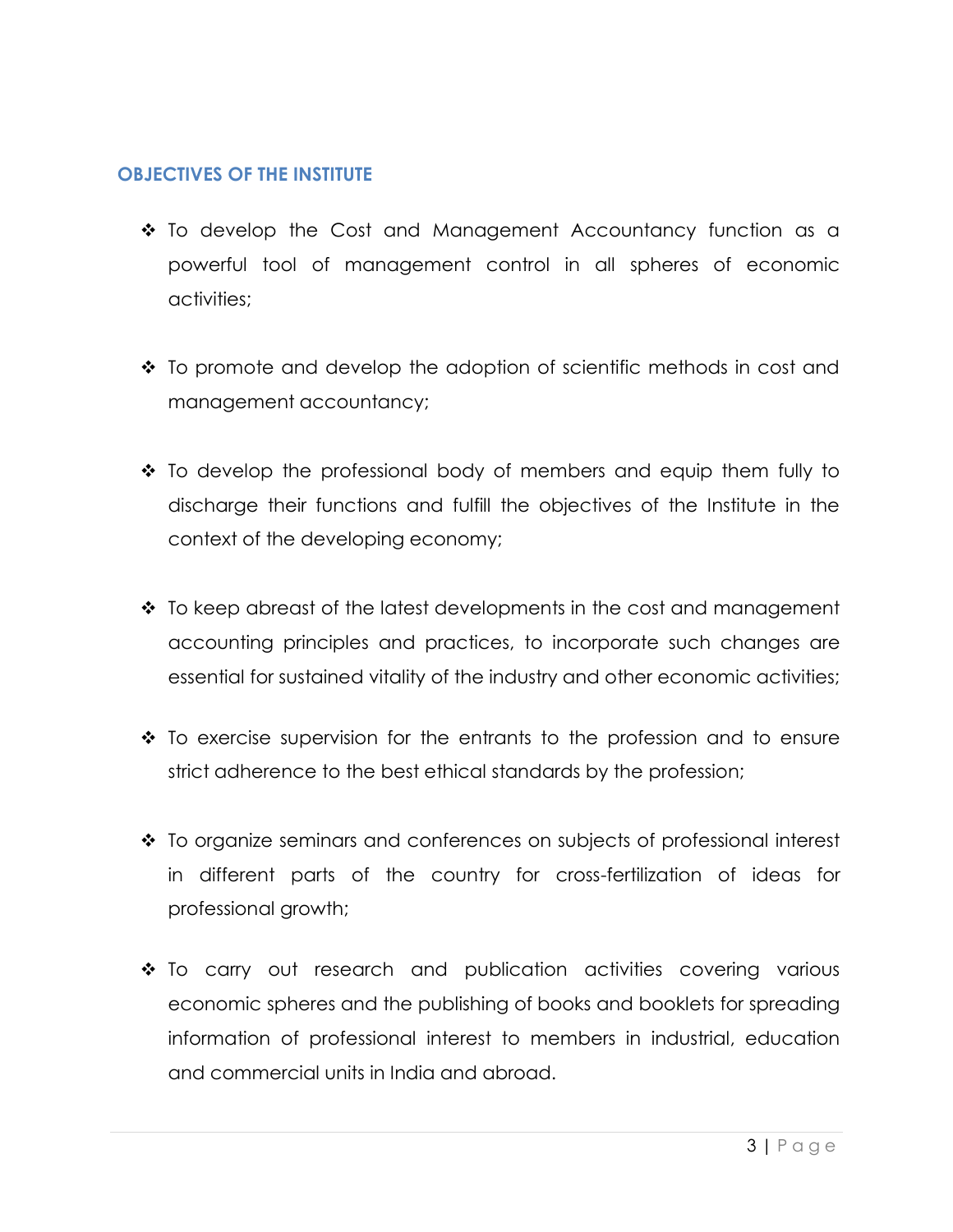## OBJECTIVES OF THE INSTITUTE

- To develop the Cost and Management Accountancy function as a powerful tool of management control in all spheres of economic activities;

- To promote and develop the adoption of scientific methods in cost and management accountancy;

- To develop the professional body of members and equip them fully to discharge their functions and fulfill the objectives of the Institute in the context of the developing economy;

- To keep abreast of the latest developments in the cost and management accounting principles and practices, to incorporate such changes are essential for sustained vitality of the industry and other economic activities;

- To exercise supervision for the entrants to the profession and to ensure strict adherence to the best ethical standards by the profession;

- To organize seminars and conferences on subjects of professional interest in different parts of the country for cross-fertilization of ideas for professional growth;

- To carry out research and publication activities covering various economic spheres and the publishing of books and booklets for spreading information of professional interest to members in industrial, education and commercial units in India and abroad.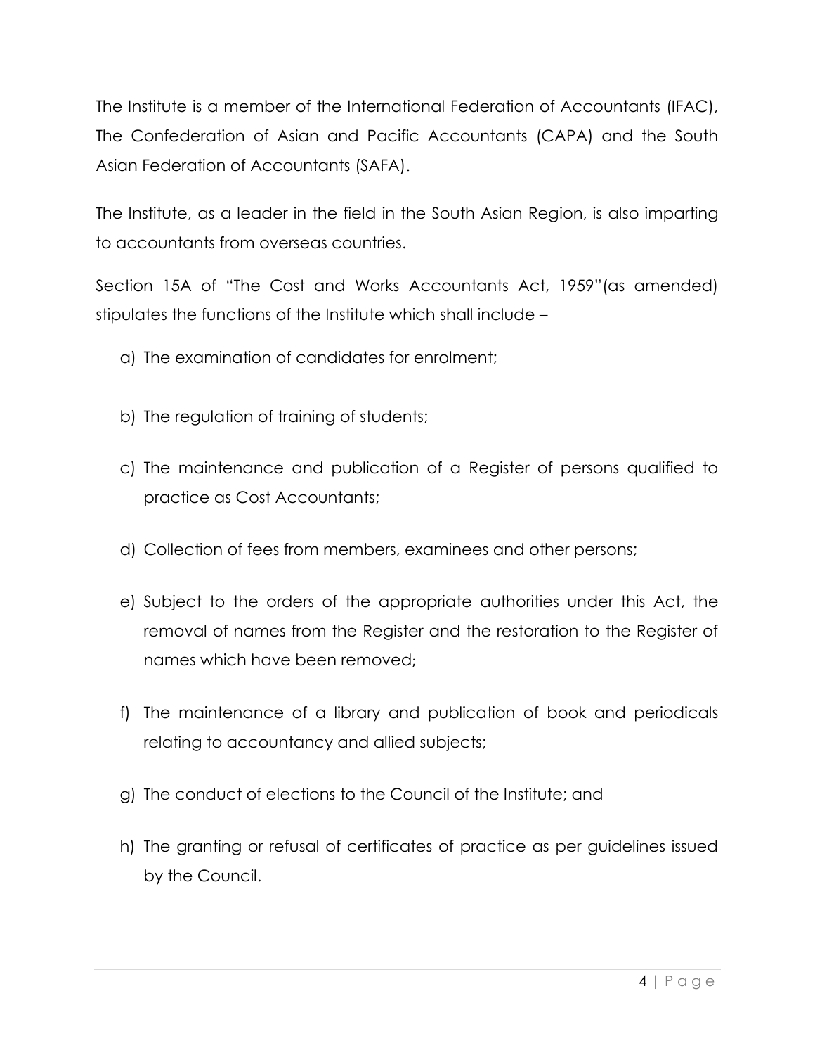The Institute is a member of the International Federation of Accountants (IFAC), The Confederation of Asian and Pacific Accountants (CAPA) and the South Asian Federation of Accountants (SAFA).

The Institute, as a leader in the field in the South Asian Region, is also imparting to accountants from overseas countries.

Section 15A of "The Cost and Works Accountants Act, 1959"(as amended) stipulates the functions of the Institute which shall include –

a) The examination of candidates for enrolment;

b) The regulation of training of students;

c) The maintenance and publication of a Register of persons qualified to practice as Cost Accountants;

d) Collection of fees from members, examinees and other persons;

e) Subject to the orders of the appropriate authorities under this Act, the removal of names from the Register and the restoration to the Register of names which have been removed;

f) The maintenance of a library and publication of book and periodicals relating to accountancy and allied subjects;

g) The conduct of elections to the Council of the Institute; and

h) The granting or refusal of certificates of practice as per guidelines issued by the Council.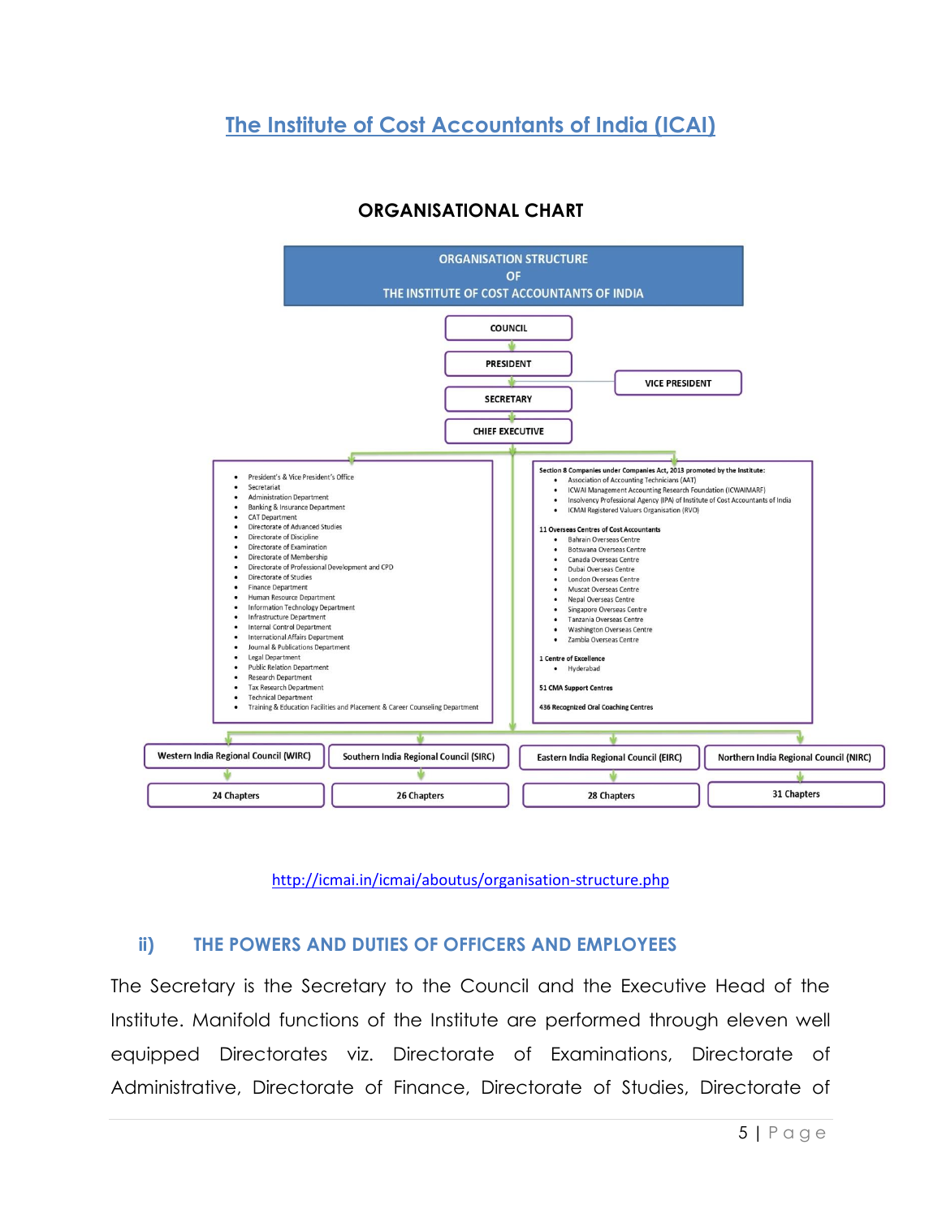## The Institute of Cost Accountants of India (ICAI)

### ORGANISATIONAL CHART

**ORGANISATION STRUCTURE OF THE INSTITUTE OF COST ACCOUNTANTS OF INDIA**

COUNCIL
→ PRESIDENT — VICE PRESIDENT
→ SECRETARY
→ CHIEF EXECUTIVE

- President's & Vice President's Office
- Secretariat
- Administration Department
- Banking & Insurance Department
- CAT Department
- Directorate of Advanced Studies
- Directorate of Discipline
- Directorate of Examination
- Directorate of Membership
- Directorate of Professional Development and CPD
- Directorate of Studies
- Finance Department
- Human Resource Department
- Information Technology Department
- Infrastructure Department
- Internal Control Department
- International Affairs Department
- Journal & Publications Department
- Legal Department
- Public Relation Department
- Research Department
- Tax Research Department
- Technical Department
- Training & Education Facilities and Placement & Career Counseling Department

Section 8 Companies under Companies Act, 2013 promoted by the Institute:

- Association of Accounting Technicians (AAT)
- ICWAI Management Accounting Research Foundation (ICWAIMARF)
- Insolvency Professional Agency (IPA) of Institute of Cost Accountants of India
- ICMAI Registered Valuers Organisation (RVO)

11 Overseas Centres of Cost Accountants

- Bahrain Overseas Centre
- Botswana Overseas Centre
- Canada Overseas Centre
- Dubai Overseas Centre
- London Overseas Centre
- Muscat Overseas Centre
- Nepal Overseas Centre
- Singapore Overseas Centre
- Tanzania Overseas Centre
- Washington Overseas Centre
- Zambia Overseas Centre

1 Centre of Excellence

- Hyderabad

51 CMA Support Centres

436 Recognized Oral Coaching Centres

| Western India Regional Council (WIRC) | Southern India Regional Council (SIRC) | Eastern India Regional Council (EIRC) | Northern India Regional Council (NIRC) |
|---|---|---|---|
| 24 Chapters | 26 Chapters | 28 Chapters | 31 Chapters |

http://icmai.in/icmai/aboutus/organisation-structure.php

## ii) THE POWERS AND DUTIES OF OFFICERS AND EMPLOYEES

The Secretary is the Secretary to the Council and the Executive Head of the Institute. Manifold functions of the Institute are performed through eleven well equipped Directorates viz. Directorate of Examinations, Directorate of Administrative, Directorate of Finance, Directorate of Studies, Directorate of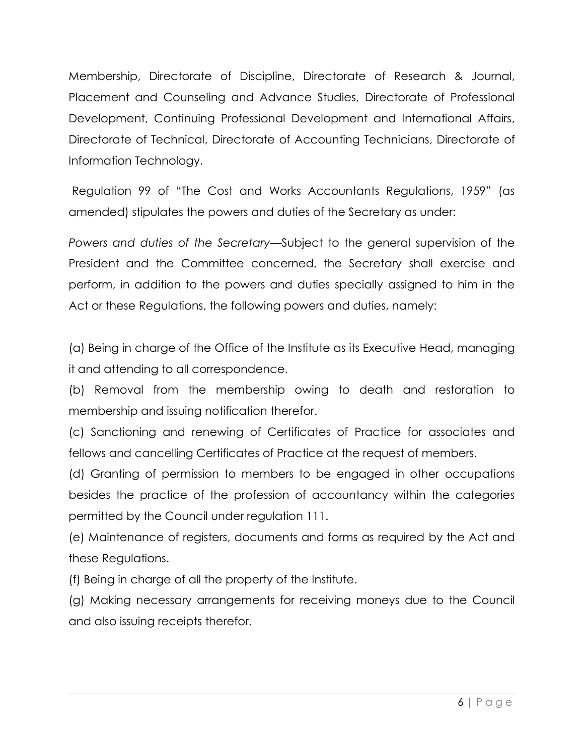Membership, Directorate of Discipline, Directorate of Research & Journal, Placement and Counseling and Advance Studies, Directorate of Professional Development, Continuing Professional Development and International Affairs, Directorate of Technical, Directorate of Accounting Technicians, Directorate of Information Technology.

Regulation 99 of "The Cost and Works Accountants Regulations, 1959" (as amended) stipulates the powers and duties of the Secretary as under:

*Powers and duties of the Secretary*—Subject to the general supervision of the President and the Committee concerned, the Secretary shall exercise and perform, in addition to the powers and duties specially assigned to him in the Act or these Regulations, the following powers and duties, namely:

(a) Being in charge of the Office of the Institute as its Executive Head, managing it and attending to all correspondence.

(b) Removal from the membership owing to death and restoration to membership and issuing notification therefor.

(c) Sanctioning and renewing of Certificates of Practice for associates and fellows and cancelling Certificates of Practice at the request of members.

(d) Granting of permission to members to be engaged in other occupations besides the practice of the profession of accountancy within the categories permitted by the Council under regulation 111.

(e) Maintenance of registers, documents and forms as required by the Act and these Regulations.

(f) Being in charge of all the property of the Institute.

(g) Making necessary arrangements for receiving moneys due to the Council and also issuing receipts therefor.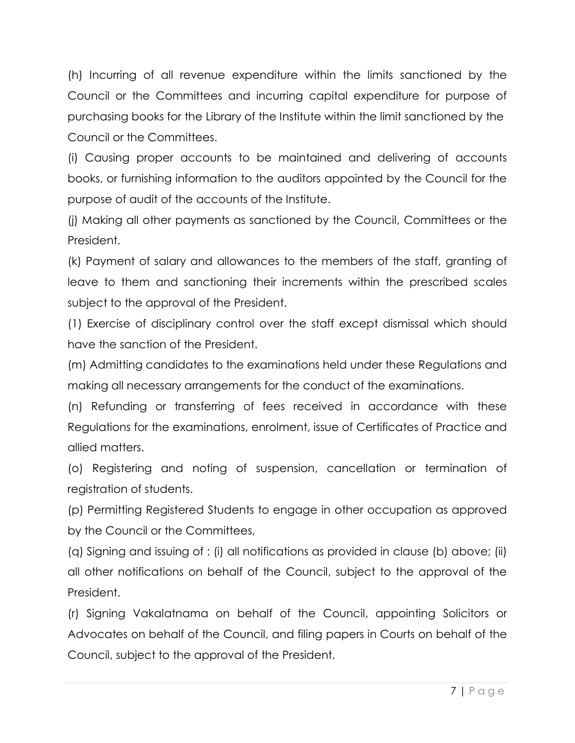(h) Incurring of all revenue expenditure within the limits sanctioned by the Council or the Committees and incurring capital expenditure for purpose of purchasing books for the Library of the Institute within the limit sanctioned by the Council or the Committees.

(i) Causing proper accounts to be maintained and delivering of accounts books, or furnishing information to the auditors appointed by the Council for the purpose of audit of the accounts of the Institute.

(j) Making all other payments as sanctioned by the Council, Committees or the President.

(k) Payment of salary and allowances to the members of the staff, granting of leave to them and sanctioning their increments within the prescribed scales subject to the approval of the President.

(1) Exercise of disciplinary control over the staff except dismissal which should have the sanction of the President.

(m) Admitting candidates to the examinations held under these Regulations and making all necessary arrangements for the conduct of the examinations.

(n) Refunding or transferring of fees received in accordance with these Regulations for the examinations, enrolment, issue of Certificates of Practice and allied matters.

(o) Registering and noting of suspension, cancellation or termination of registration of students.

(p) Permitting Registered Students to engage in other occupation as approved by the Council or the Committees,

(q) Signing and issuing of : (i) all notifications as provided in clause (b) above; (ii) all other notifications on behalf of the Council, subject to the approval of the President.

(r) Signing Vakalatnama on behalf of the Council, appointing Solicitors or Advocates on behalf of the Council, and filing papers in Courts on behalf of the Council, subject to the approval of the President.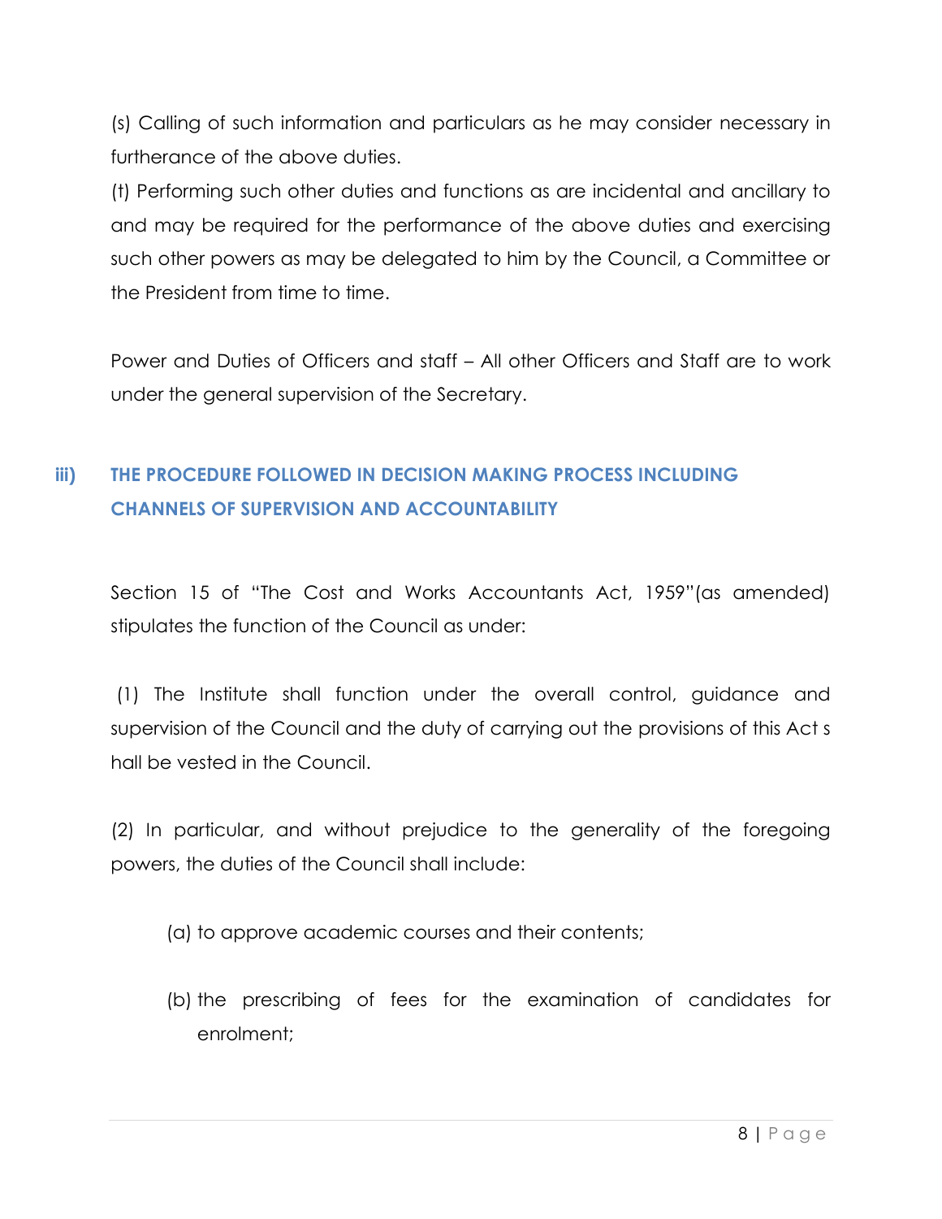(s) Calling of such information and particulars as he may consider necessary in furtherance of the above duties.

(t) Performing such other duties and functions as are incidental and ancillary to and may be required for the performance of the above duties and exercising such other powers as may be delegated to him by the Council, a Committee or the President from time to time.

Power and Duties of Officers and staff – All other Officers and Staff are to work under the general supervision of the Secretary.

## iii) THE PROCEDURE FOLLOWED IN DECISION MAKING PROCESS INCLUDING CHANNELS OF SUPERVISION AND ACCOUNTABILITY

Section 15 of "The Cost and Works Accountants Act, 1959"(as amended) stipulates the function of the Council as under:

(1) The Institute shall function under the overall control, guidance and supervision of the Council and the duty of carrying out the provisions of this Act s hall be vested in the Council.

(2) In particular, and without prejudice to the generality of the foregoing powers, the duties of the Council shall include:

(a) to approve academic courses and their contents;

(b) the prescribing of fees for the examination of candidates for enrolment;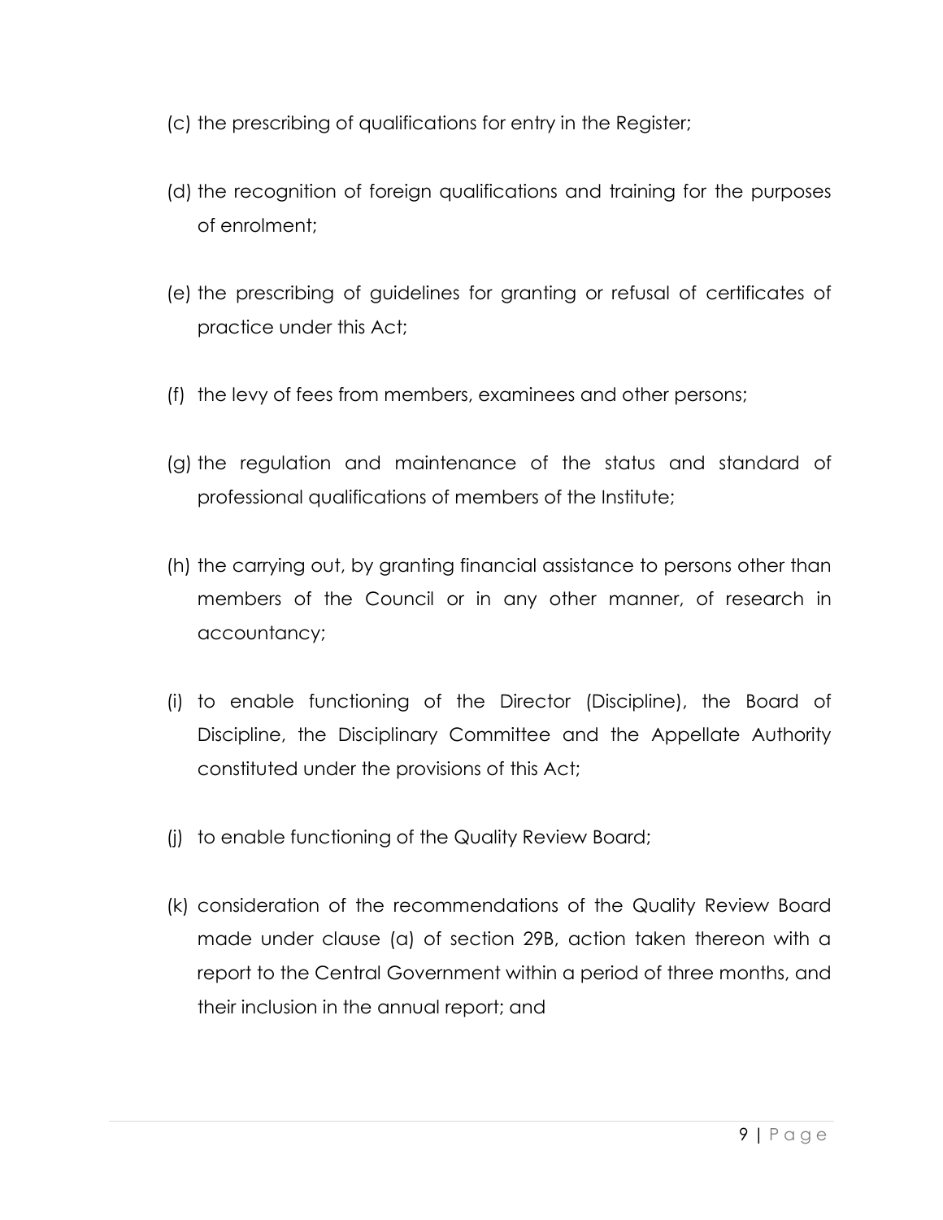(c) the prescribing of qualifications for entry in the Register;

(d) the recognition of foreign qualifications and training for the purposes of enrolment;

(e) the prescribing of guidelines for granting or refusal of certificates of practice under this Act;

(f) the levy of fees from members, examinees and other persons;

(g) the regulation and maintenance of the status and standard of professional qualifications of members of the Institute;

(h) the carrying out, by granting financial assistance to persons other than members of the Council or in any other manner, of research in accountancy;

(i) to enable functioning of the Director (Discipline), the Board of Discipline, the Disciplinary Committee and the Appellate Authority constituted under the provisions of this Act;

(j) to enable functioning of the Quality Review Board;

(k) consideration of the recommendations of the Quality Review Board made under clause (a) of section 29B, action taken thereon with a report to the Central Government within a period of three months, and their inclusion in the annual report; and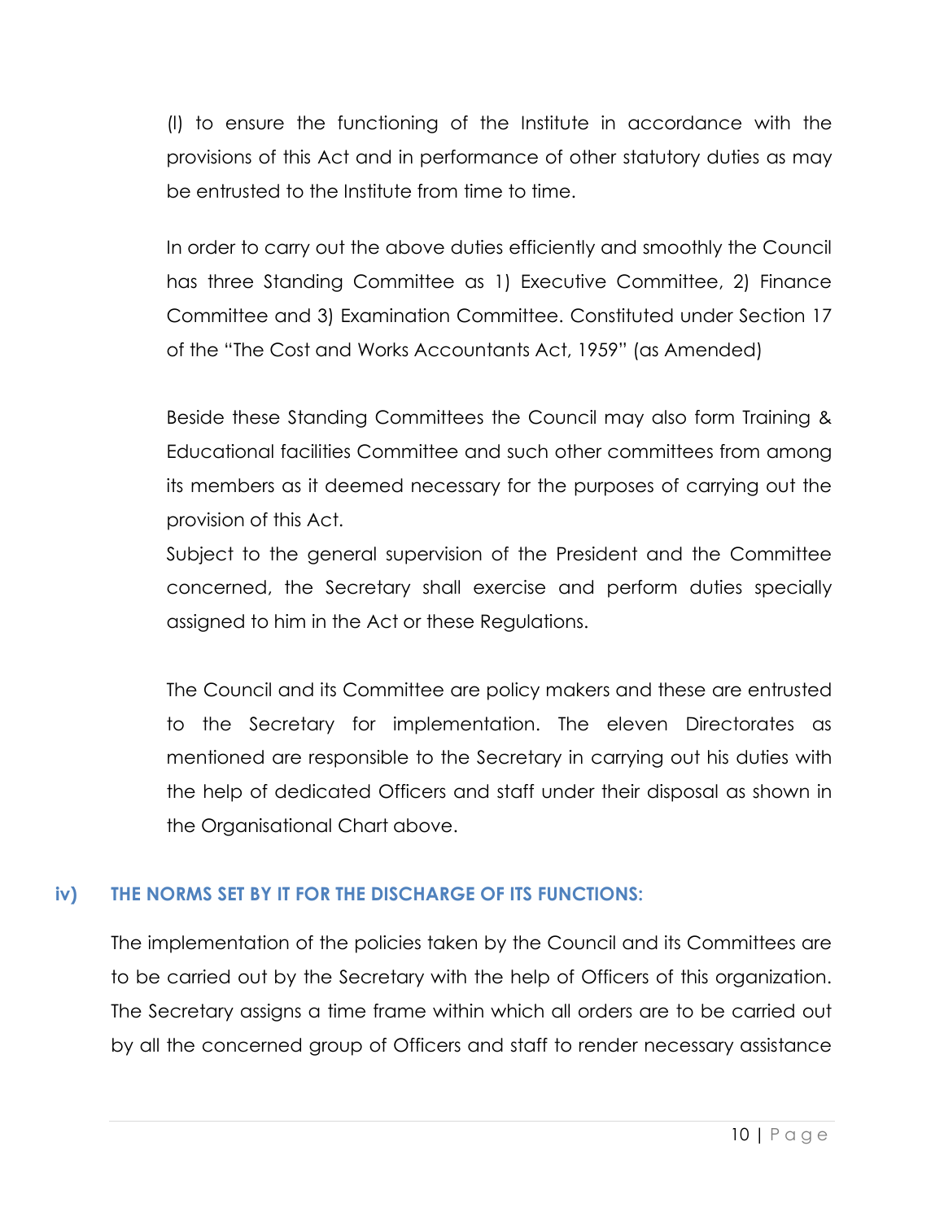(l) to ensure the functioning of the Institute in accordance with the provisions of this Act and in performance of other statutory duties as may be entrusted to the Institute from time to time.

In order to carry out the above duties efficiently and smoothly the Council has three Standing Committee as 1) Executive Committee, 2) Finance Committee and 3) Examination Committee. Constituted under Section 17 of the "The Cost and Works Accountants Act, 1959" (as Amended)

Beside these Standing Committees the Council may also form Training & Educational facilities Committee and such other committees from among its members as it deemed necessary for the purposes of carrying out the provision of this Act.

Subject to the general supervision of the President and the Committee concerned, the Secretary shall exercise and perform duties specially assigned to him in the Act or these Regulations.

The Council and its Committee are policy makers and these are entrusted to the Secretary for implementation. The eleven Directorates as mentioned are responsible to the Secretary in carrying out his duties with the help of dedicated Officers and staff under their disposal as shown in the Organisational Chart above.

### iv) THE NORMS SET BY IT FOR THE DISCHARGE OF ITS FUNCTIONS:

The implementation of the policies taken by the Council and its Committees are to be carried out by the Secretary with the help of Officers of this organization. The Secretary assigns a time frame within which all orders are to be carried out by all the concerned group of Officers and staff to render necessary assistance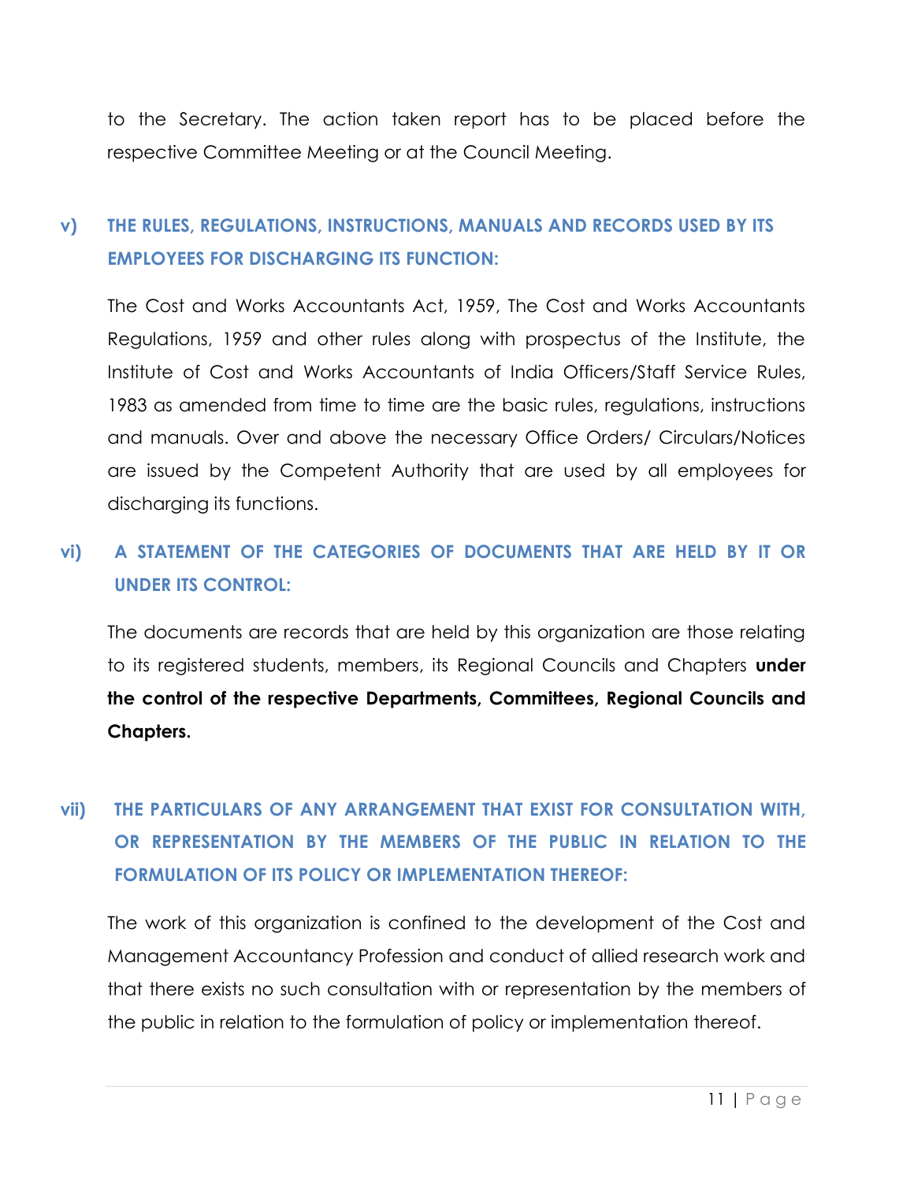to the Secretary. The action taken report has to be placed before the respective Committee Meeting or at the Council Meeting.

## v) THE RULES, REGULATIONS, INSTRUCTIONS, MANUALS AND RECORDS USED BY ITS EMPLOYEES FOR DISCHARGING ITS FUNCTION:

The Cost and Works Accountants Act, 1959, The Cost and Works Accountants Regulations, 1959 and other rules along with prospectus of the Institute, the Institute of Cost and Works Accountants of India Officers/Staff Service Rules, 1983 as amended from time to time are the basic rules, regulations, instructions and manuals. Over and above the necessary Office Orders/ Circulars/Notices are issued by the Competent Authority that are used by all employees for discharging its functions.

## vi) A STATEMENT OF THE CATEGORIES OF DOCUMENTS THAT ARE HELD BY IT OR UNDER ITS CONTROL:

The documents are records that are held by this organization are those relating to its registered students, members, its Regional Councils and Chapters **under the control of the respective Departments, Committees, Regional Councils and Chapters.**

## vii) THE PARTICULARS OF ANY ARRANGEMENT THAT EXIST FOR CONSULTATION WITH, OR REPRESENTATION BY THE MEMBERS OF THE PUBLIC IN RELATION TO THE FORMULATION OF ITS POLICY OR IMPLEMENTATION THEREOF:

The work of this organization is confined to the development of the Cost and Management Accountancy Profession and conduct of allied research work and that there exists no such consultation with or representation by the members of the public in relation to the formulation of policy or implementation thereof.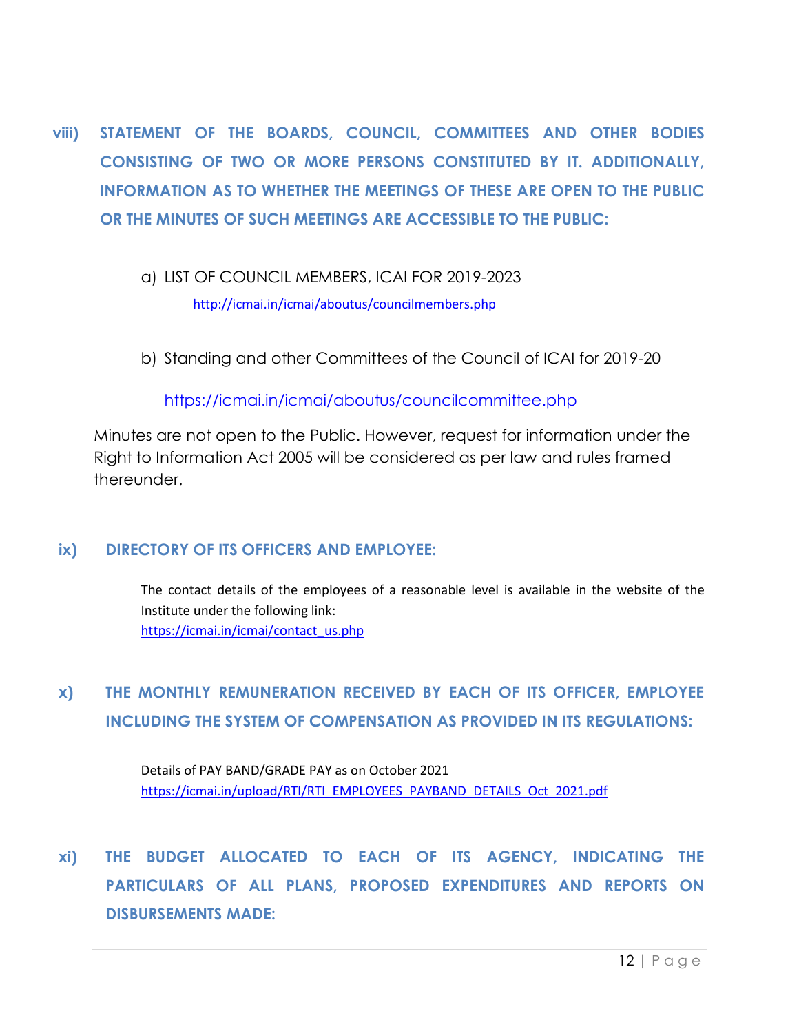## viii) STATEMENT OF THE BOARDS, COUNCIL, COMMITTEES AND OTHER BODIES CONSISTING OF TWO OR MORE PERSONS CONSTITUTED BY IT. ADDITIONALLY, INFORMATION AS TO WHETHER THE MEETINGS OF THESE ARE OPEN TO THE PUBLIC OR THE MINUTES OF SUCH MEETINGS ARE ACCESSIBLE TO THE PUBLIC:

a) LIST OF COUNCIL MEMBERS, ICAI FOR 2019-2023

   http://icmai.in/icmai/aboutus/councilmembers.php

b) Standing and other Committees of the Council of ICAI for 2019-20

   https://icmai.in/icmai/aboutus/councilcommittee.php

Minutes are not open to the Public. However, request for information under the Right to Information Act 2005 will be considered as per law and rules framed thereunder.

## ix) DIRECTORY OF ITS OFFICERS AND EMPLOYEE:

The contact details of the employees of a reasonable level is available in the website of the Institute under the following link:
https://icmai.in/icmai/contact_us.php

## x) THE MONTHLY REMUNERATION RECEIVED BY EACH OF ITS OFFICER, EMPLOYEE INCLUDING THE SYSTEM OF COMPENSATION AS PROVIDED IN ITS REGULATIONS:

Details of PAY BAND/GRADE PAY as on October 2021
https://icmai.in/upload/RTI/RTI_EMPLOYEES_PAYBAND_DETAILS_Oct_2021.pdf

## xi) THE BUDGET ALLOCATED TO EACH OF ITS AGENCY, INDICATING THE PARTICULARS OF ALL PLANS, PROPOSED EXPENDITURES AND REPORTS ON DISBURSEMENTS MADE: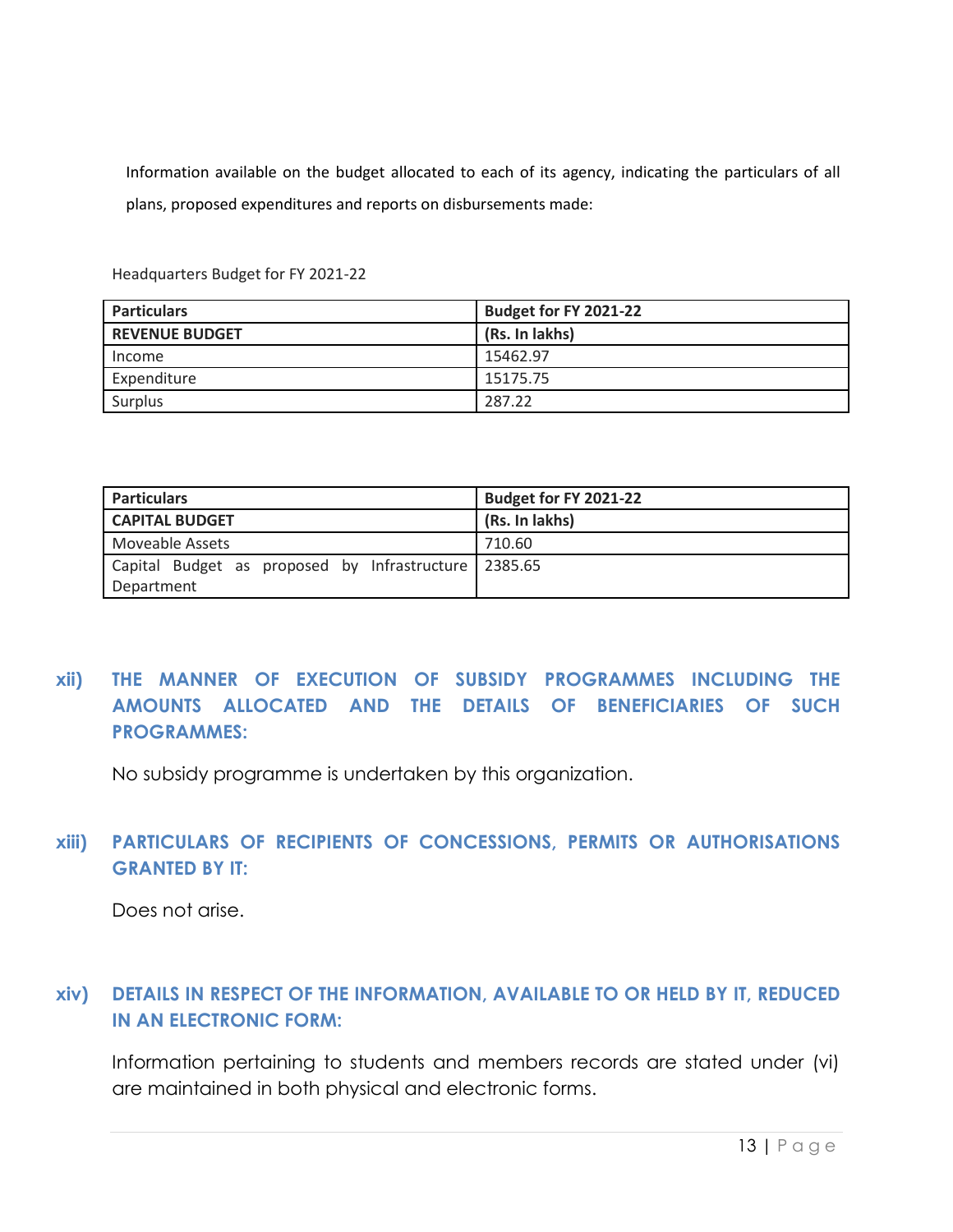Information available on the budget allocated to each of its agency, indicating the particulars of all plans, proposed expenditures and reports on disbursements made:

Headquarters Budget for FY 2021-22

| **Particulars** | **Budget for FY 2021-22** |
|---|---|
| **REVENUE BUDGET** | **(Rs. In lakhs)** |
| Income | 15462.97 |
| Expenditure | 15175.75 |
| Surplus | 287.22 |

| **Particulars** | **Budget for FY 2021-22** |
|---|---|
| **CAPITAL BUDGET** | **(Rs. In lakhs)** |
| Moveable Assets | 710.60 |
| Capital Budget as proposed by Infrastructure Department | 2385.65 |

## xii) THE MANNER OF EXECUTION OF SUBSIDY PROGRAMMES INCLUDING THE AMOUNTS ALLOCATED AND THE DETAILS OF BENEFICIARIES OF SUCH PROGRAMMES:

No subsidy programme is undertaken by this organization.

## xiii) PARTICULARS OF RECIPIENTS OF CONCESSIONS, PERMITS OR AUTHORISATIONS GRANTED BY IT:

Does not arise.

## xiv) DETAILS IN RESPECT OF THE INFORMATION, AVAILABLE TO OR HELD BY IT, REDUCED IN AN ELECTRONIC FORM:

Information pertaining to students and members records are stated under (vi) are maintained in both physical and electronic forms.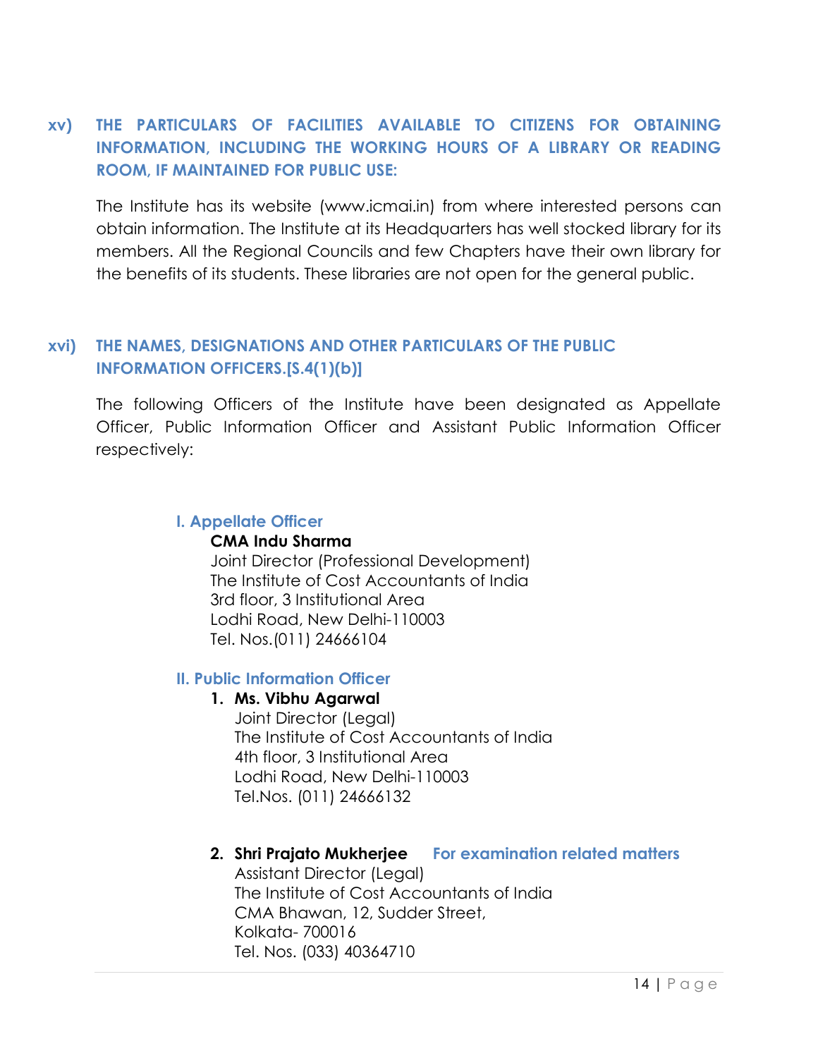## xv) THE PARTICULARS OF FACILITIES AVAILABLE TO CITIZENS FOR OBTAINING INFORMATION, INCLUDING THE WORKING HOURS OF A LIBRARY OR READING ROOM, IF MAINTAINED FOR PUBLIC USE:

The Institute has its website (www.icmai.in) from where interested persons can obtain information. The Institute at its Headquarters has well stocked library for its members. All the Regional Councils and few Chapters have their own library for the benefits of its students. These libraries are not open for the general public.

## xvi) THE NAMES, DESIGNATIONS AND OTHER PARTICULARS OF THE PUBLIC INFORMATION OFFICERS.[S.4(1)(b)]

The following Officers of the Institute have been designated as Appellate Officer, Public Information Officer and Assistant Public Information Officer respectively:

### I. Appellate Officer

**CMA Indu Sharma**
Joint Director (Professional Development)
The Institute of Cost Accountants of India
3rd floor, 3 Institutional Area
Lodhi Road, New Delhi-110003
Tel. Nos.(011) 24666104

### II. Public Information Officer

1. **Ms. Vibhu Agarwal**
   Joint Director (Legal)
   The Institute of Cost Accountants of India
   4th floor, 3 Institutional Area
   Lodhi Road, New Delhi-110003
   Tel.Nos. (011) 24666132

2. **Shri Prajato Mukherjee** **For examination related matters**
   Assistant Director (Legal)
   The Institute of Cost Accountants of India
   CMA Bhawan, 12, Sudder Street,
   Kolkata- 700016
   Tel. Nos. (033) 40364710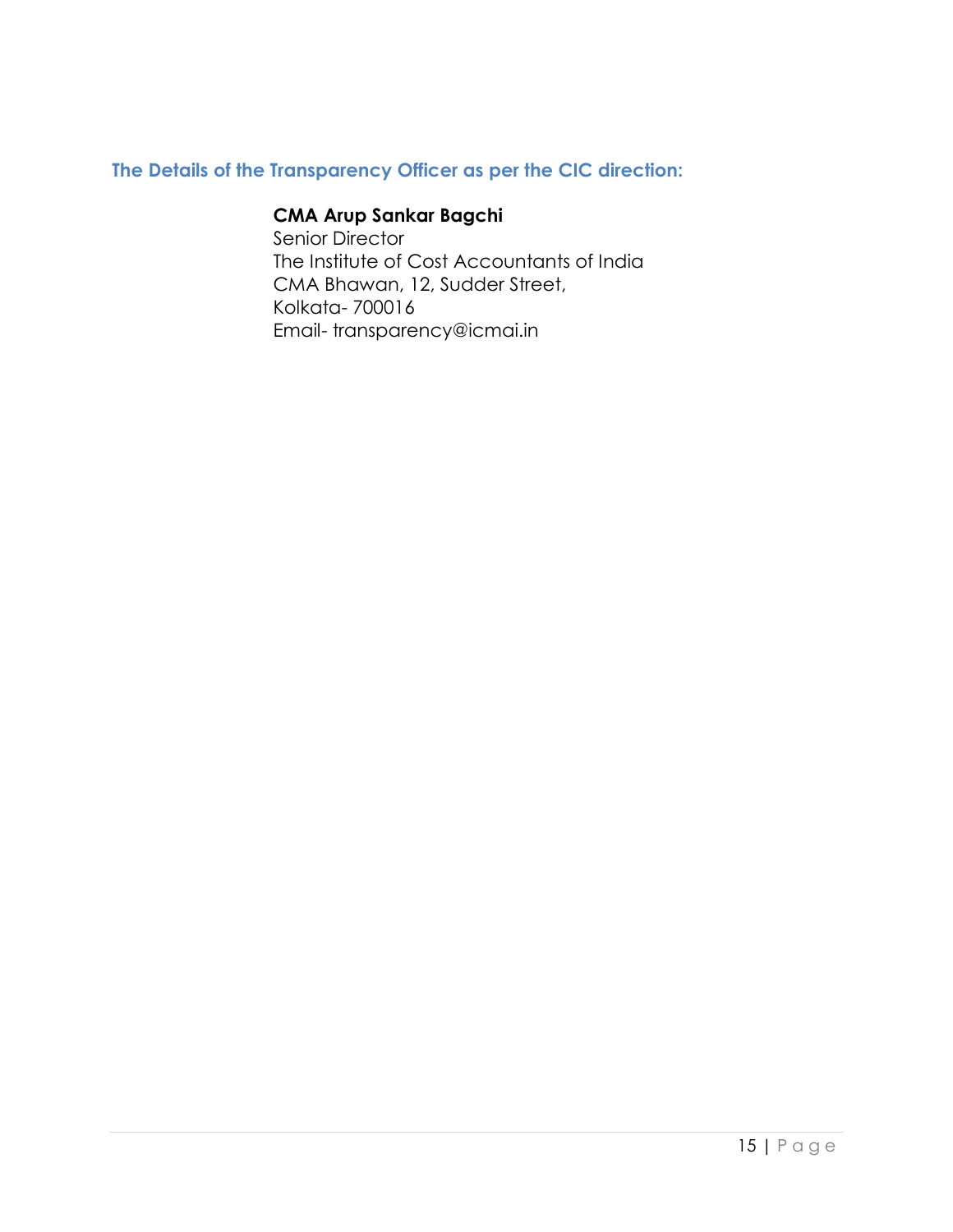### The Details of the Transparency Officer as per the CIC direction:

**CMA Arup Sankar Bagchi**
Senior Director
The Institute of Cost Accountants of India
CMA Bhawan, 12, Sudder Street,
Kolkata- 700016
Email- transparency@icmai.in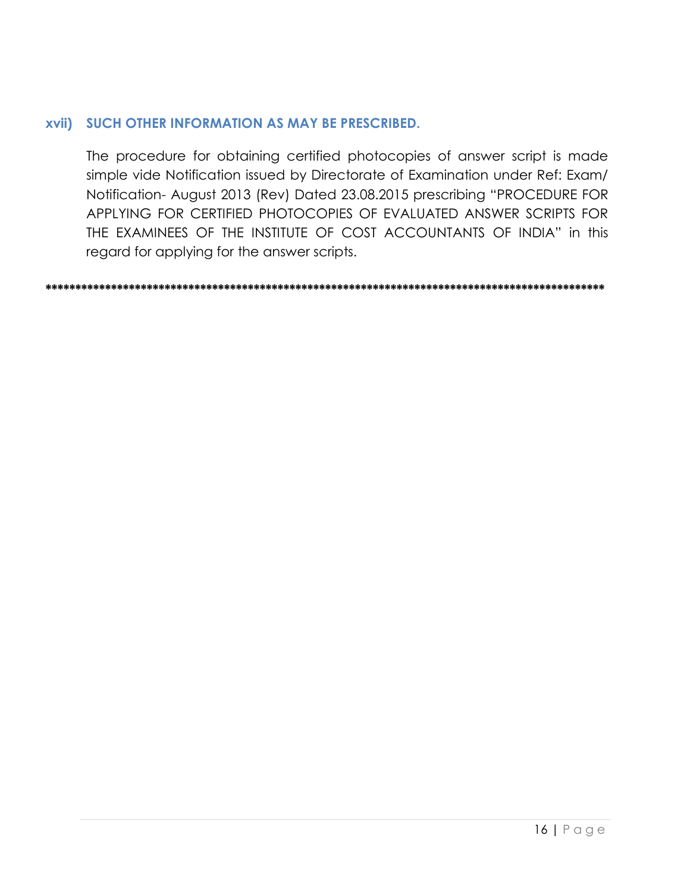### xvii) SUCH OTHER INFORMATION AS MAY BE PRESCRIBED.

The procedure for obtaining certified photocopies of answer script is made simple vide Notification issued by Directorate of Examination under Ref: Exam/ Notification- August 2013 (Rev) Dated 23.08.2015 prescribing "PROCEDURE FOR APPLYING FOR CERTIFIED PHOTOCOPIES OF EVALUATED ANSWER SCRIPTS FOR THE EXAMINEES OF THE INSTITUTE OF COST ACCOUNTANTS OF INDIA" in this regard for applying for the answer scripts.

***************************************************************************************************